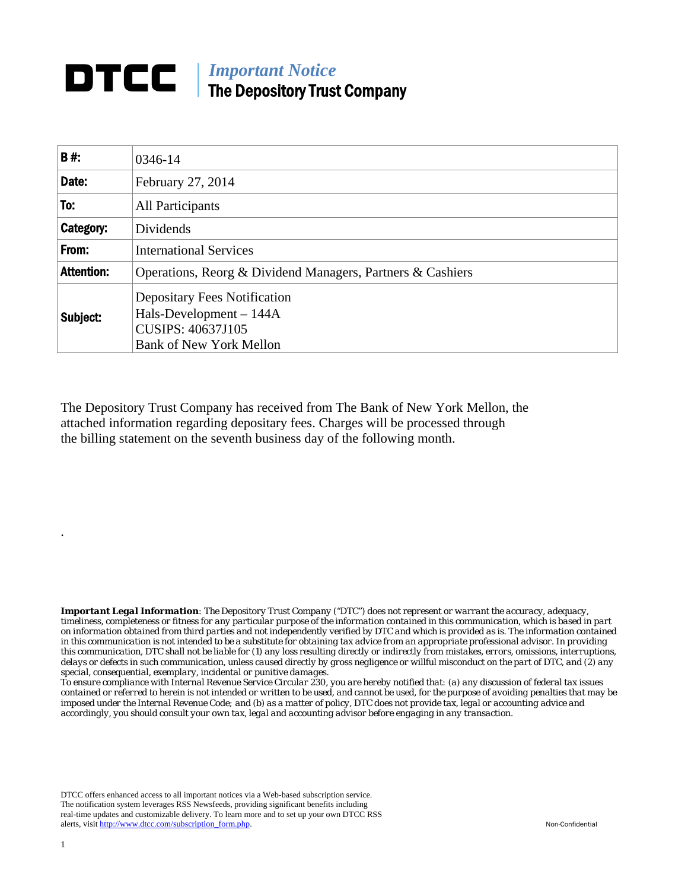# DTCC | *Important Notice*
## The Depository Trust Company

| B #: | 0346-14 |
|---|---|
| Date: | February 27, 2014 |
| To: | All Participants |
| Category: | Dividends |
| From: | International Services |
| Attention: | Operations, Reorg & Dividend Managers, Partners & Cashiers |
| Subject: | Depositary Fees Notification<br>Hals-Development – 144A<br>CUSIPS: 40637J105<br>Bank of New York Mellon |

The Depository Trust Company has received from The Bank of New York Mellon, the attached information regarding depositary fees. Charges will be processed through the billing statement on the seventh business day of the following month.

.

***Important Legal Information**: The Depository Trust Company ("DTC") does not represent or warrant the accuracy, adequacy, timeliness, completeness or fitness for any particular purpose of the information contained in this communication, which is based in part on information obtained from third parties and not independently verified by DTC and which is provided as is. The information contained in this communication is not intended to be a substitute for obtaining tax advice from an appropriate professional advisor. In providing this communication, DTC shall not be liable for (1) any loss resulting directly or indirectly from mistakes, errors, omissions, interruptions, delays or defects in such communication, unless caused directly by gross negligence or willful misconduct on the part of DTC, and (2) any special, consequential, exemplary, incidental or punitive damages.*

*To ensure compliance with Internal Revenue Service Circular 230, you are hereby notified that: (a) any discussion of federal tax issues contained or referred to herein is not intended or written to be used, and cannot be used, for the purpose of avoiding penalties that may be imposed under the Internal Revenue Code; and (b) as a matter of policy, DTC does not provide tax, legal or accounting advice and accordingly, you should consult your own tax, legal and accounting advisor before engaging in any transaction.*

DTCC offers enhanced access to all important notices via a Web-based subscription service. The notification system leverages RSS Newsfeeds, providing significant benefits including real-time updates and customizable delivery. To learn more and to set up your own DTCC RSS alerts, visit http://www.dtcc.com/subscription_form.php.

Non-Confidential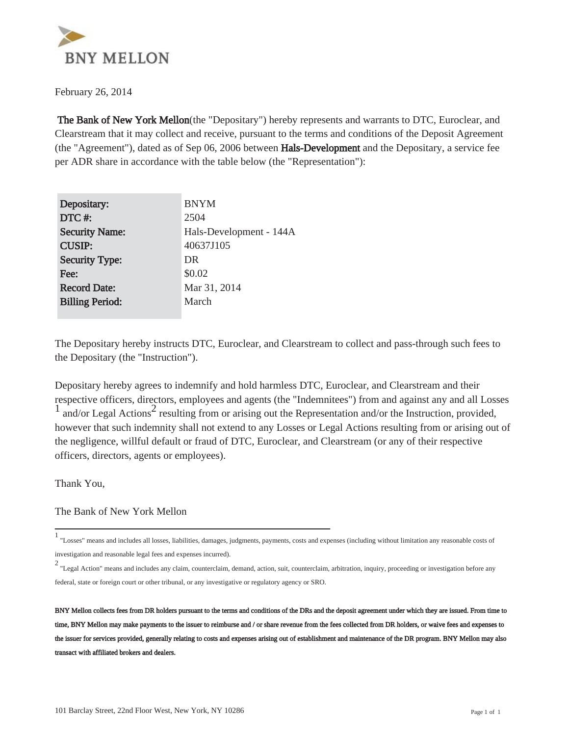February 26, 2014

**The Bank of New York Mellon**(the "Depositary") hereby represents and warrants to DTC, Euroclear, and Clearstream that it may collect and receive, pursuant to the terms and conditions of the Deposit Agreement (the "Agreement"), dated as of Sep 06, 2006 between **Hals-Development** and the Depositary, a service fee per ADR share in accordance with the table below (the "Representation"):

| | |
|---|---|
| **Depositary:** | BNYM |
| **DTC #:** | 2504 |
| **Security Name:** | Hals-Development - 144A |
| **CUSIP:** | 40637J105 |
| **Security Type:** | DR |
| **Fee:** | $0.02 |
| **Record Date:** | Mar 31, 2014 |
| **Billing Period:** | March |

The Depositary hereby instructs DTC, Euroclear, and Clearstream to collect and pass-through such fees to the Depositary (the "Instruction").

Depositary hereby agrees to indemnify and hold harmless DTC, Euroclear, and Clearstream and their respective officers, directors, employees and agents (the "Indemnitees") from and against any and all Losses [1] and/or Legal Actions[2] resulting from or arising out the Representation and/or the Instruction, provided, however that such indemnity shall not extend to any Losses or Legal Actions resulting from or arising out of the negligence, willful default or fraud of DTC, Euroclear, and Clearstream (or any of their respective officers, directors, agents or employees).

Thank You,

The Bank of New York Mellon

---

[1] "Losses" means and includes all losses, liabilities, damages, judgments, payments, costs and expenses (including without limitation any reasonable costs of investigation and reasonable legal fees and expenses incurred).

[2] "Legal Action" means and includes any claim, counterclaim, demand, action, suit, counterclaim, arbitration, inquiry, proceeding or investigation before any federal, state or foreign court or other tribunal, or any investigative or regulatory agency or SRO.

**BNY Mellon collects fees from DR holders pursuant to the terms and conditions of the DRs and the deposit agreement under which they are issued. From time to time, BNY Mellon may make payments to the issuer to reimburse and / or share revenue from the fees collected from DR holders, or waive fees and expenses to the issuer for services provided, generally relating to costs and expenses arising out of establishment and maintenance of the DR program. BNY Mellon may also transact with affiliated brokers and dealers.**

101 Barclay Street, 22nd Floor West, New York, NY 10286